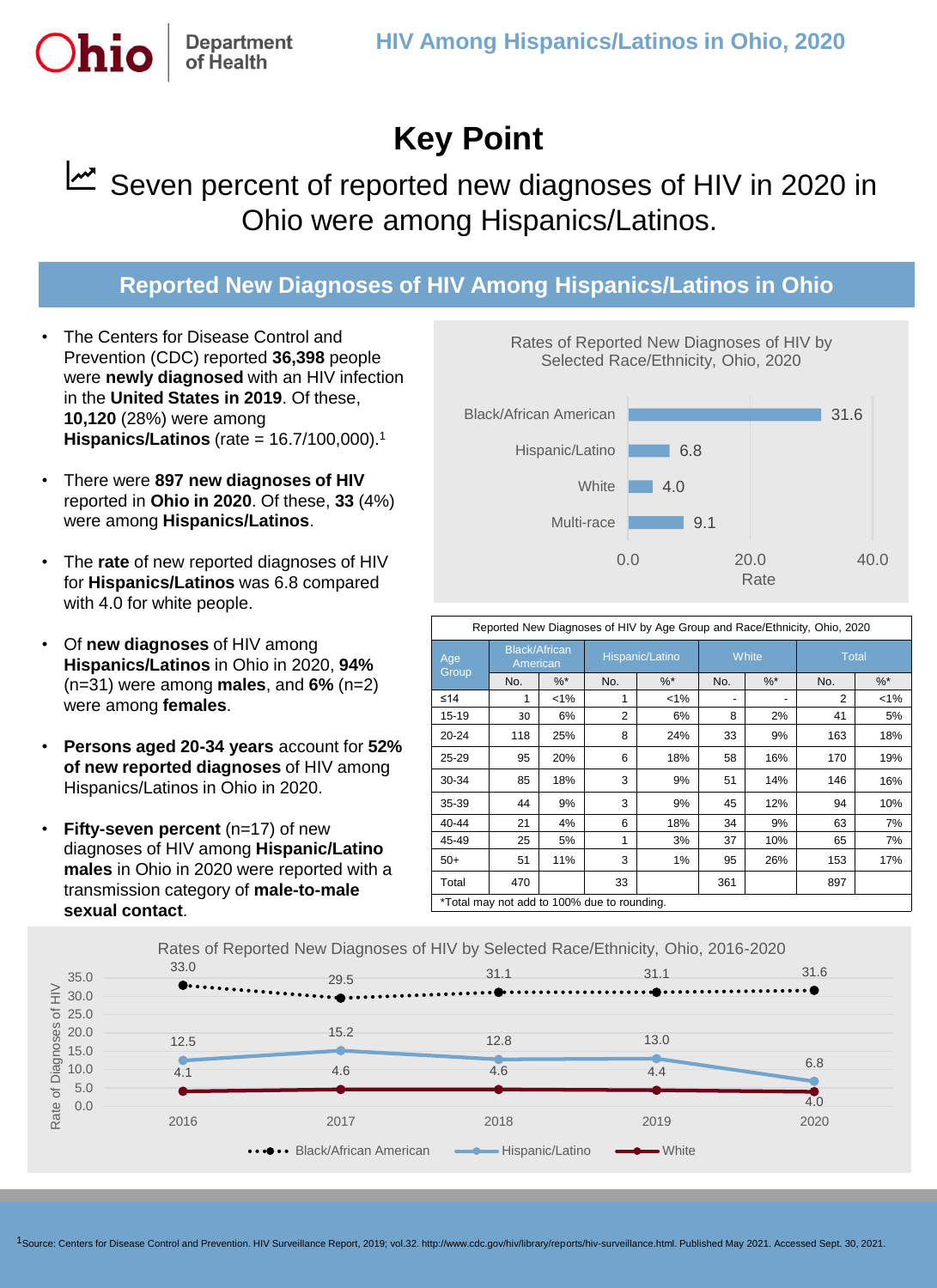# HIV Among Hispanics/Latinos in Ohio, 2020

## Key Point

Seven percent of reported new diagnoses of HIV in 2020 in Ohio were among Hispanics/Latinos.

## Reported New Diagnoses of HIV Among Hispanics/Latinos in Ohio

- The Centers for Disease Control and Prevention (CDC) reported **36,398** people were **newly diagnosed** with an HIV infection in the **United States in 2019**. Of these, **10,120** (28%) were among **Hispanics/Latinos** (rate = 16.7/100,000).[1]
- There were **897 new diagnoses of HIV** reported in **Ohio in 2020**. Of these, **33** (4%) were among **Hispanics/Latinos**.
- The **rate** of new reported diagnoses of HIV for **Hispanics/Latinos** was 6.8 compared with 4.0 for white people.
- Of **new diagnoses** of HIV among **Hispanics/Latinos** in Ohio in 2020, **94%** (n=31) were among **males**, and **6%** (n=2) were among **females**.
- **Persons aged 20-34 years** account for **52% of new reported diagnoses** of HIV among Hispanics/Latinos in Ohio in 2020.
- **Fifty-seven percent** (n=17) of new diagnoses of HIV among **Hispanic/Latino males** in Ohio in 2020 were reported with a transmission category of **male-to-male sexual contact**.

Rates of Reported New Diagnoses of HIV by Selected Race/Ethnicity, Ohio, 2020

| Race/Ethnicity | Rate |
|---|---|
| Black/African American | 31.6 |
| Hispanic/Latino | 6.8 |
| White | 4.0 |
| Multi-race | 9.1 |

Reported New Diagnoses of HIV by Age Group and Race/Ethnicity, Ohio, 2020

| Age Group | Black/African American | | Hispanic/Latino | | White | | Total | |
|---|---|---|---|---|---|---|---|---|
| | No. | %* | No. | %* | No. | %* | No. | %* |
| ≤14 | 1 | <1% | 1 | <1% | - | - | 2 | <1% |
| 15-19 | 30 | 6% | 2 | 6% | 8 | 2% | 41 | 5% |
| 20-24 | 118 | 25% | 8 | 24% | 33 | 9% | 163 | 18% |
| 25-29 | 95 | 20% | 6 | 18% | 58 | 16% | 170 | 19% |
| 30-34 | 85 | 18% | 3 | 9% | 51 | 14% | 146 | 16% |
| 35-39 | 44 | 9% | 3 | 9% | 45 | 12% | 94 | 10% |
| 40-44 | 21 | 4% | 6 | 18% | 34 | 9% | 63 | 7% |
| 45-49 | 25 | 5% | 1 | 3% | 37 | 10% | 65 | 7% |
| 50+ | 51 | 11% | 3 | 1% | 95 | 26% | 153 | 17% |
| Total | 470 | | 33 | | 361 | | 897 | |

*Total may not add to 100% due to rounding.

Rates of Reported New Diagnoses of HIV by Selected Race/Ethnicity, Ohio, 2016-2020

| Race/Ethnicity | 2016 | 2017 | 2018 | 2019 | 2020 |
|---|---|---|---|---|---|
| Black/African American | 33.0 | 29.5 | 31.1 | 31.1 | 31.6 |
| Hispanic/Latino | 12.5 | 15.2 | 12.8 | 13.0 | 6.8 |
| White | 4.1 | 4.6 | 4.6 | 4.4 | 4.0 |

[1]Source: Centers for Disease Control and Prevention. HIV Surveillance Report, 2019; vol.32. http://www.cdc.gov/hiv/library/reports/hiv-surveillance.html. Published May 2021. Accessed Sept. 30, 2021.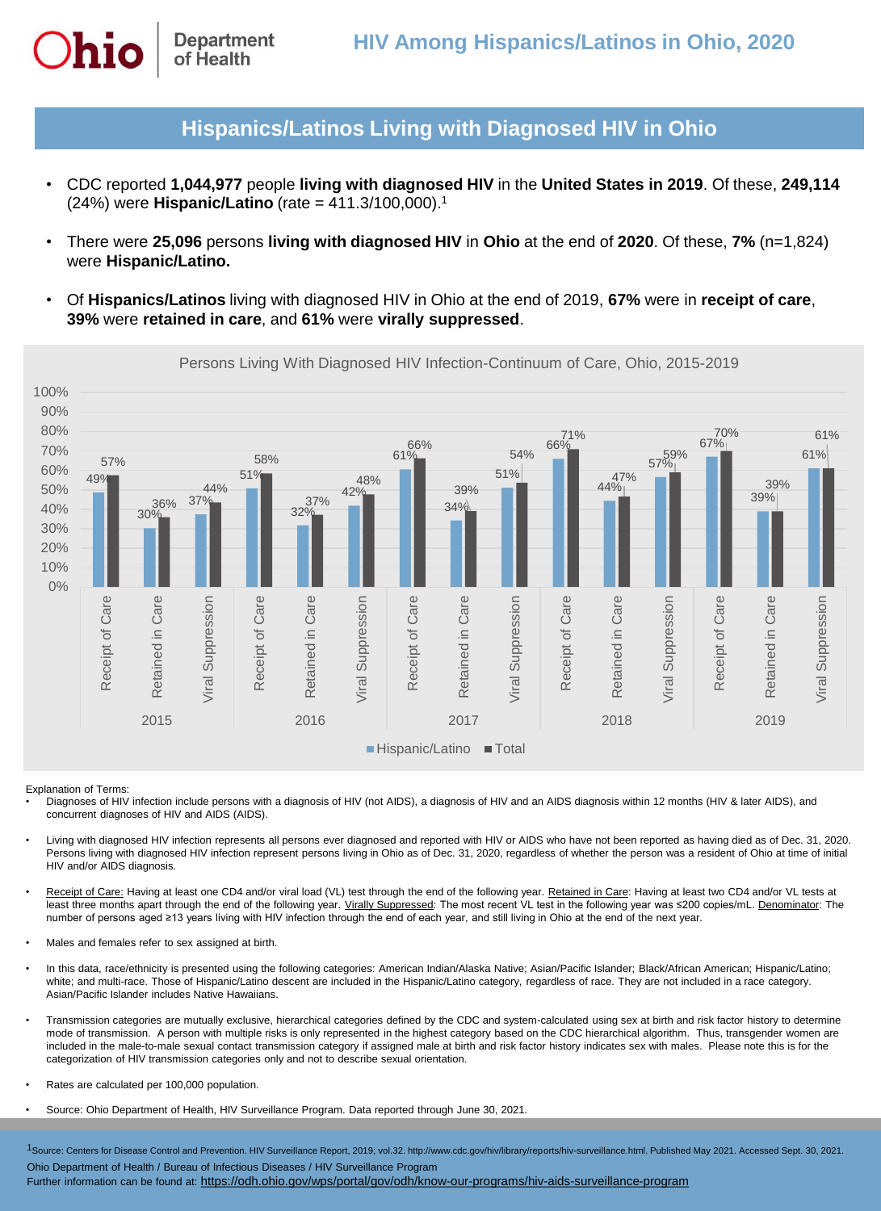# HIV Among Hispanics/Latinos in Ohio, 2020

## Hispanics/Latinos Living with Diagnosed HIV in Ohio

- CDC reported **1,044,977** people **living with diagnosed HIV** in the **United States in 2019**. Of these, **249,114** (24%) were **Hispanic/Latino** (rate = 411.3/100,000).[1]
- There were **25,096** persons **living with diagnosed HIV** in **Ohio** at the end of **2020**. Of these, **7%** (n=1,824) were **Hispanic/Latino.**
- Of **Hispanics/Latinos** living with diagnosed HIV in Ohio at the end of 2019, **67%** were in **receipt of care**, **39%** were **retained in care**, and **61%** were **virally suppressed**.

Persons Living With Diagnosed HIV Infection-Continuum of Care, Ohio, 2015-2019

100%
90%
80%
70%
60%
50%
40%
30%
20%
10%
0%

2015: Receipt of Care 49% 57%; Retained in Care 30% 36%; Viral Suppression 37% 44%
2016: Receipt of Care 51% 58%; Retained in Care 32% 37%; Viral Suppression 42% 48%
2017: Receipt of Care 61% 66%; Retained in Care 34% 39%; Viral Suppression 51% 54%
2018: Receipt of Care 66% 71%; Retained in Care 44% 47%; Viral Suppression 57% 59%
2019: Receipt of Care 67% 70%; Retained in Care 39% 39%; Viral Suppression 61% 61%

Hispanic/Latino    Total

Explanation of Terms:

- Diagnoses of HIV infection include persons with a diagnosis of HIV (not AIDS), a diagnosis of HIV and an AIDS diagnosis within 12 months (HIV & later AIDS), and concurrent diagnoses of HIV and AIDS (AIDS).
- Living with diagnosed HIV infection represents all persons ever diagnosed and reported with HIV or AIDS who have not been reported as having died as of Dec. 31, 2020. Persons living with diagnosed HIV infection represent persons living in Ohio as of Dec. 31, 2020, regardless of whether the person was a resident of Ohio at time of initial HIV and/or AIDS diagnosis.
- Receipt of Care: Having at least one CD4 and/or viral load (VL) test through the end of the following year. Retained in Care: Having at least two CD4 and/or VL tests at least three months apart through the end of the following year. Virally Suppressed: The most recent VL test in the following year was ≤200 copies/mL. Denominator: The number of persons aged ≥13 years living with HIV infection through the end of each year, and still living in Ohio at the end of the next year.
- Males and females refer to sex assigned at birth.
- In this data, race/ethnicity is presented using the following categories: American Indian/Alaska Native; Asian/Pacific Islander; Black/African American; Hispanic/Latino; white; and multi-race. Those of Hispanic/Latino descent are included in the Hispanic/Latino category, regardless of race. They are not included in a race category. Asian/Pacific Islander includes Native Hawaiians.
- Transmission categories are mutually exclusive, hierarchical categories defined by the CDC and system-calculated using sex at birth and risk factor history to determine mode of transmission. A person with multiple risks is only represented in the highest category based on the CDC hierarchical algorithm. Thus, transgender women are included in the male-to-male sexual contact transmission category if assigned male at birth and risk factor history indicates sex with males. Please note this is for the categorization of HIV transmission categories only and not to describe sexual orientation.
- Rates are calculated per 100,000 population.
- Source: Ohio Department of Health, HIV Surveillance Program. Data reported through June 30, 2021.

[1]Source: Centers for Disease Control and Prevention. HIV Surveillance Report, 2019; vol.32. http://www.cdc.gov/hiv/library/reports/hiv-surveillance.html. Published May 2021. Accessed Sept. 30, 2021.

Ohio Department of Health / Bureau of Infectious Diseases / HIV Surveillance Program

Further information can be found at: https://odh.ohio.gov/wps/portal/gov/odh/know-our-programs/hiv-aids-surveillance-program